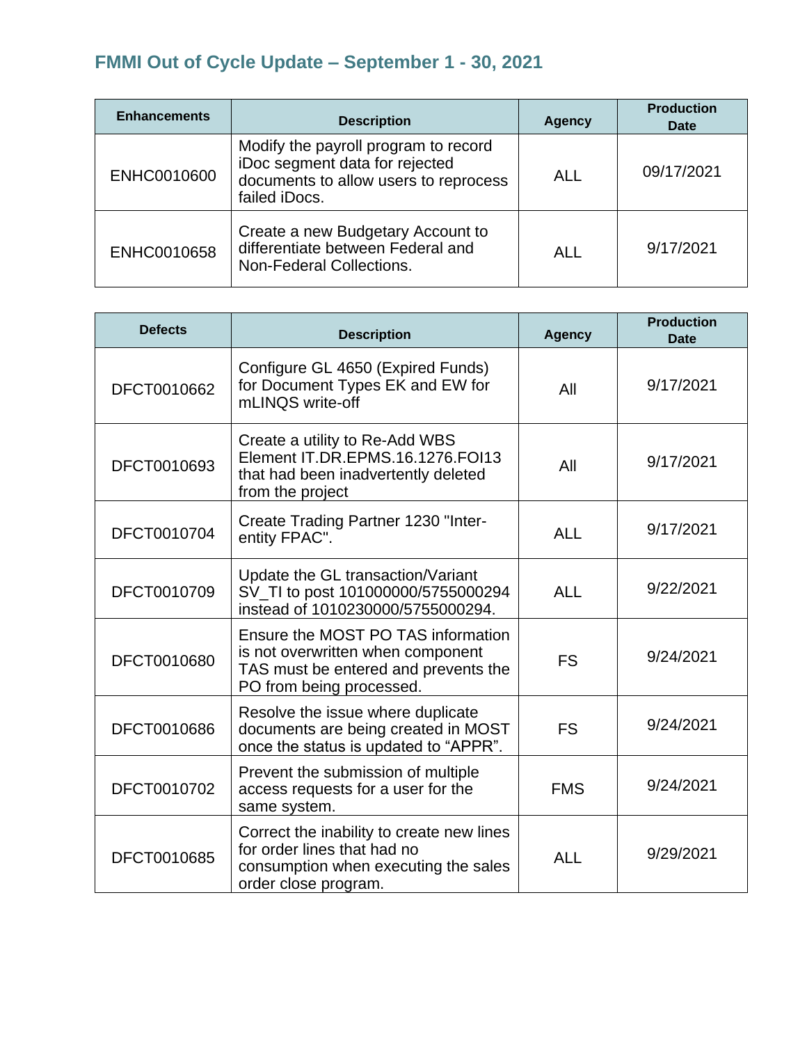## FMMI Out of Cycle Update – September 1 - 30, 2021

| Enhancements | Description | Agency | Production Date |
|---|---|---|---|
| ENHC0010600 | Modify the payroll program to record iDoc segment data for rejected documents to allow users to reprocess failed iDocs. | ALL | 09/17/2021 |
| ENHC0010658 | Create a new Budgetary Account to differentiate between Federal and Non-Federal Collections. | ALL | 9/17/2021 |

| Defects | Description | Agency | Production Date |
|---|---|---|---|
| DFCT0010662 | Configure GL 4650 (Expired Funds) for Document Types EK and EW for mLINQS write-off | All | 9/17/2021 |
| DFCT0010693 | Create a utility to Re-Add WBS Element IT.DR.EPMS.16.1276.FOI13 that had been inadvertently deleted from the project | All | 9/17/2021 |
| DFCT0010704 | Create Trading Partner 1230 "Inter-entity FPAC". | ALL | 9/17/2021 |
| DFCT0010709 | Update the GL transaction/Variant SV_TI to post 101000000/5755000294 instead of 1010230000/5755000294. | ALL | 9/22/2021 |
| DFCT0010680 | Ensure the MOST PO TAS information is not overwritten when component TAS must be entered and prevents the PO from being processed. | FS | 9/24/2021 |
| DFCT0010686 | Resolve the issue where duplicate documents are being created in MOST once the status is updated to "APPR". | FS | 9/24/2021 |
| DFCT0010702 | Prevent the submission of multiple access requests for a user for the same system. | FMS | 9/24/2021 |
| DFCT0010685 | Correct the inability to create new lines for order lines that had no consumption when executing the sales order close program. | ALL | 9/29/2021 |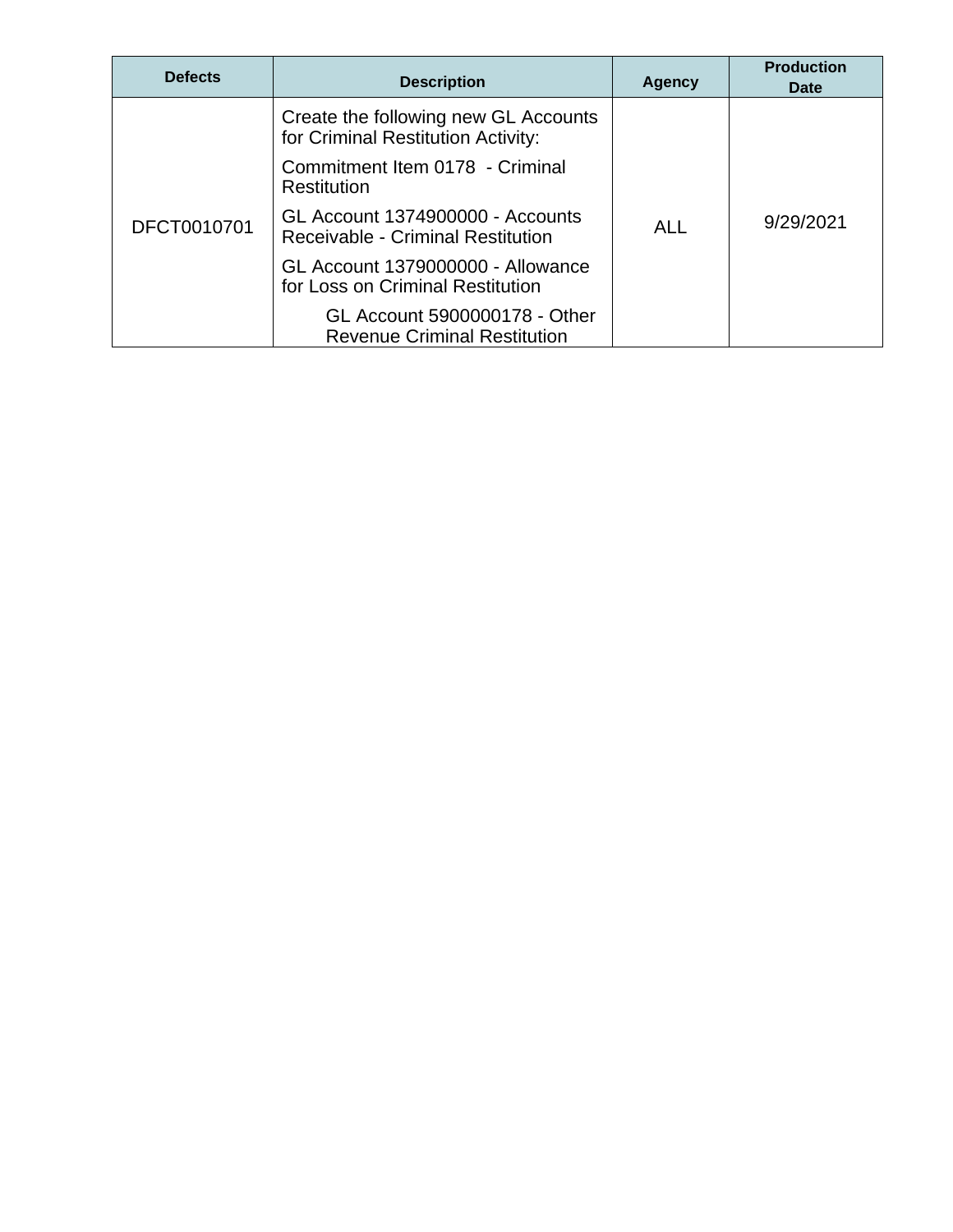| Defects | Description | Agency | Production Date |
|---|---|---|---|
| DFCT0010701 | Create the following new GL Accounts for Criminal Restitution Activity:<br>Commitment Item 0178 - Criminal Restitution<br>GL Account 1374900000 - Accounts Receivable - Criminal Restitution<br>GL Account 1379000000 - Allowance for Loss on Criminal Restitution<br>GL Account 5900000178 - Other Revenue Criminal Restitution | ALL | 9/29/2021 |